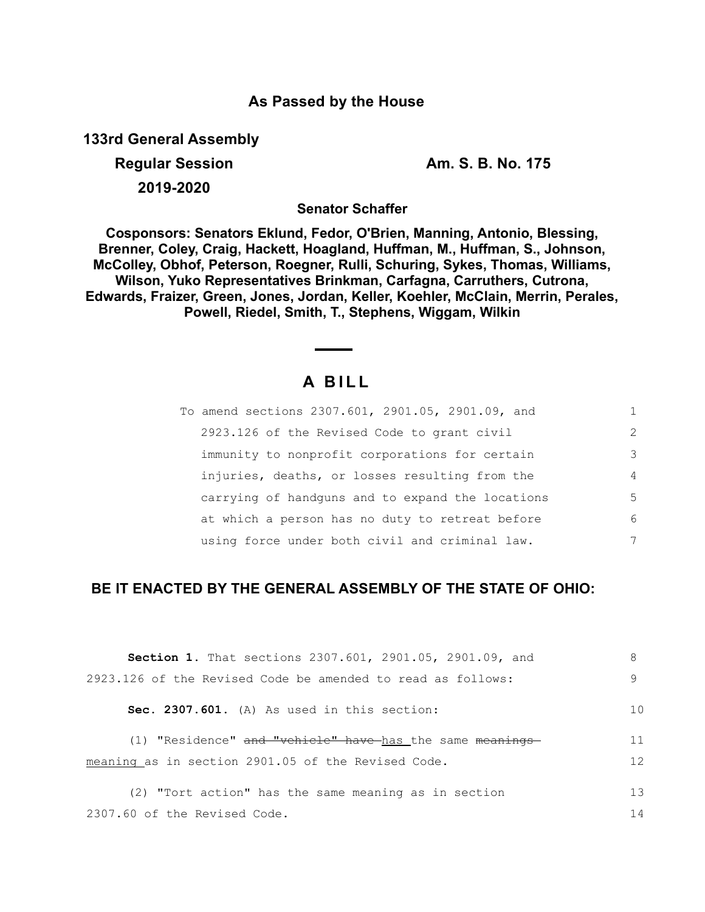## As Passed by the House

**133rd General Assembly**

**Regular Session** **Am. S. B. No. 175**

**2019-2020**

**Senator Schaffer**

**Cosponsors: Senators Eklund, Fedor, O'Brien, Manning, Antonio, Blessing, Brenner, Coley, Craig, Hackett, Hoagland, Huffman, M., Huffman, S., Johnson, McColley, Obhof, Peterson, Roegner, Rulli, Schuring, Sykes, Thomas, Williams, Wilson, Yuko Representatives Brinkman, Carfagna, Carruthers, Cutrona, Edwards, Fraizer, Green, Jones, Jordan, Keller, Koehler, McClain, Merrin, Perales, Powell, Riedel, Smith, T., Stephens, Wiggam, Wilkin**

# A BILL

To amend sections 2307.601, 2901.05, 2901.09, and 2923.126 of the Revised Code to grant civil immunity to nonprofit corporations for certain injuries, deaths, or losses resulting from the carrying of handguns and to expand the locations at which a person has no duty to retreat before using force under both civil and criminal law.

**BE IT ENACTED BY THE GENERAL ASSEMBLY OF THE STATE OF OHIO:**

**Section 1.** That sections 2307.601, 2901.05, 2901.09, and 2923.126 of the Revised Code be amended to read as follows:

**Sec. 2307.601.** (A) As used in this section:

(1) "Residence" ~~and "vehicle" have~~ has the same ~~meanings~~ meaning as in section 2901.05 of the Revised Code.

(2) "Tort action" has the same meaning as in section 2307.60 of the Revised Code.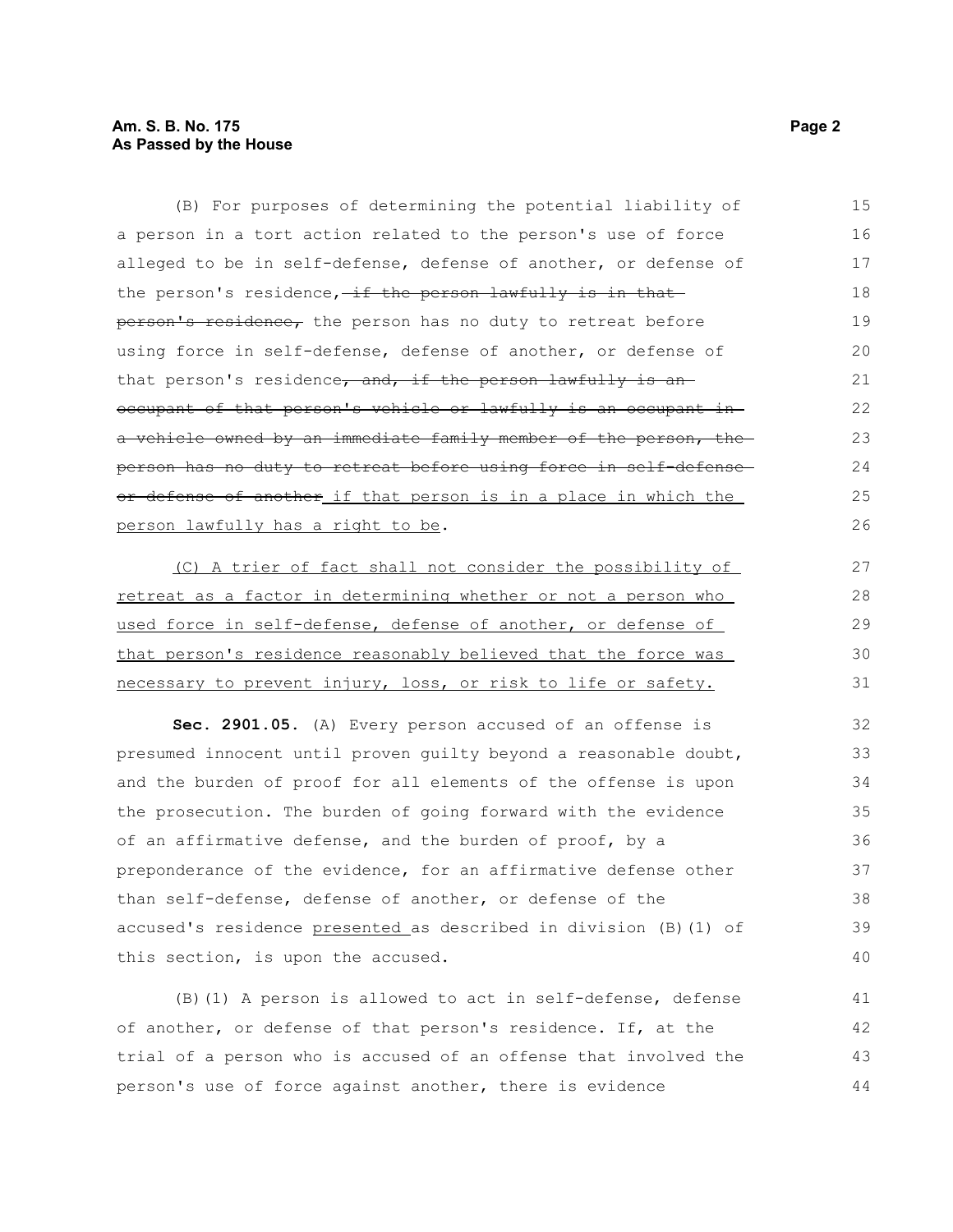(B) For purposes of determining the potential liability of a person in a tort action related to the person's use of force alleged to be in self-defense, defense of another, or defense of the person's residence, ~~if the person lawfully is in that person's residence,~~ the person has no duty to retreat before using force in self-defense, defense of another, or defense of that person's residence~~, and, if the person lawfully is an occupant of that person's vehicle or lawfully is an occupant in a vehicle owned by an immediate family member of the person, the person has no duty to retreat before using force in self-defense or defense of another~~ <u>if that person is in a place in which the person lawfully has a right to be</u>.

<u>(C) A trier of fact shall not consider the possibility of retreat as a factor in determining whether or not a person who used force in self-defense, defense of another, or defense of that person's residence reasonably believed that the force was necessary to prevent injury, loss, or risk to life or safety.</u>

**Sec. 2901.05.** (A) Every person accused of an offense is presumed innocent until proven guilty beyond a reasonable doubt, and the burden of proof for all elements of the offense is upon the prosecution. The burden of going forward with the evidence of an affirmative defense, and the burden of proof, by a preponderance of the evidence, for an affirmative defense other than self-defense, defense of another, or defense of the accused's residence <u>presented</u> as described in division (B)(1) of this section, is upon the accused.

(B)(1) A person is allowed to act in self-defense, defense of another, or defense of that person's residence. If, at the trial of a person who is accused of an offense that involved the person's use of force against another, there is evidence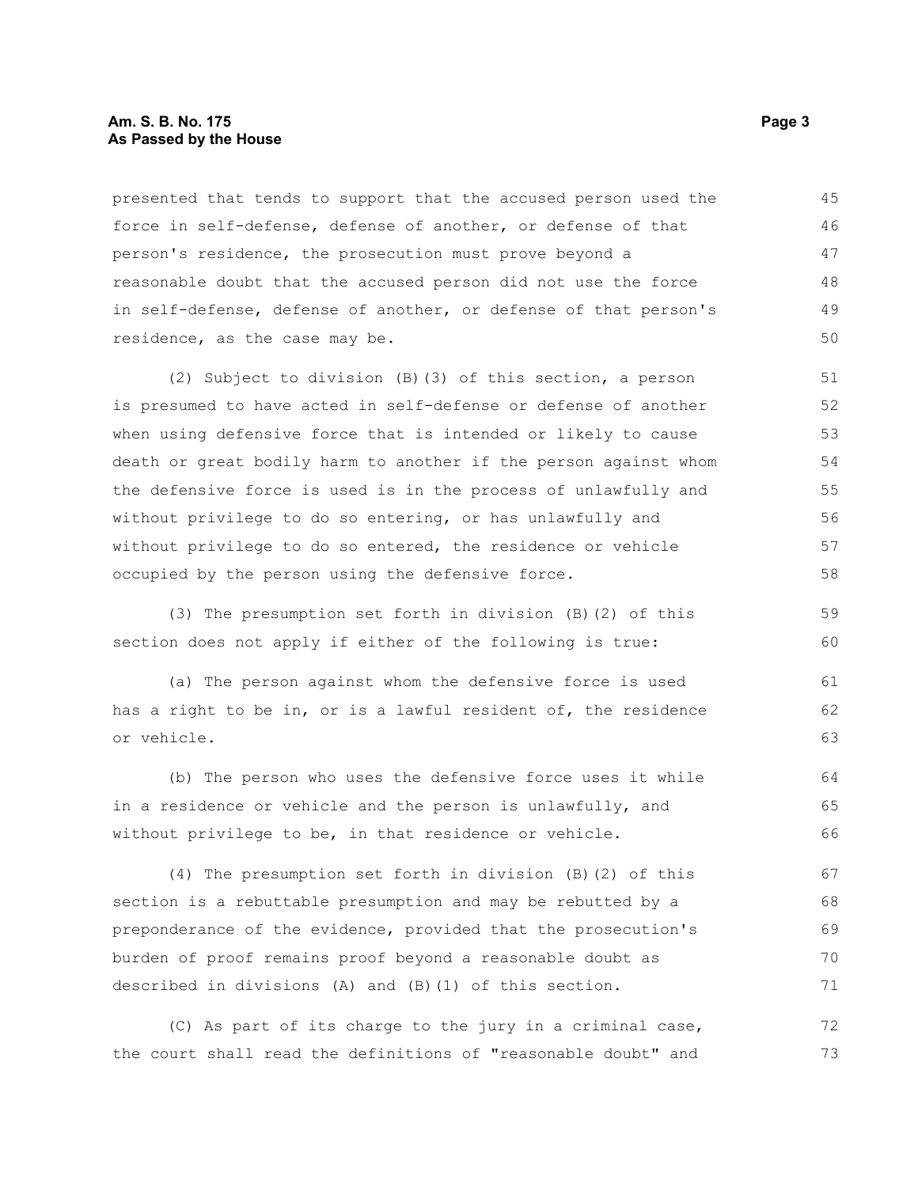presented that tends to support that the accused person used the force in self-defense, defense of another, or defense of that person's residence, the prosecution must prove beyond a reasonable doubt that the accused person did not use the force in self-defense, defense of another, or defense of that person's residence, as the case may be.

(2) Subject to division (B)(3) of this section, a person is presumed to have acted in self-defense or defense of another when using defensive force that is intended or likely to cause death or great bodily harm to another if the person against whom the defensive force is used is in the process of unlawfully and without privilege to do so entering, or has unlawfully and without privilege to do so entered, the residence or vehicle occupied by the person using the defensive force.

(3) The presumption set forth in division (B)(2) of this section does not apply if either of the following is true:

(a) The person against whom the defensive force is used has a right to be in, or is a lawful resident of, the residence or vehicle.

(b) The person who uses the defensive force uses it while in a residence or vehicle and the person is unlawfully, and without privilege to be, in that residence or vehicle.

(4) The presumption set forth in division (B)(2) of this section is a rebuttable presumption and may be rebutted by a preponderance of the evidence, provided that the prosecution's burden of proof remains proof beyond a reasonable doubt as described in divisions (A) and (B)(1) of this section.

(C) As part of its charge to the jury in a criminal case, the court shall read the definitions of "reasonable doubt" and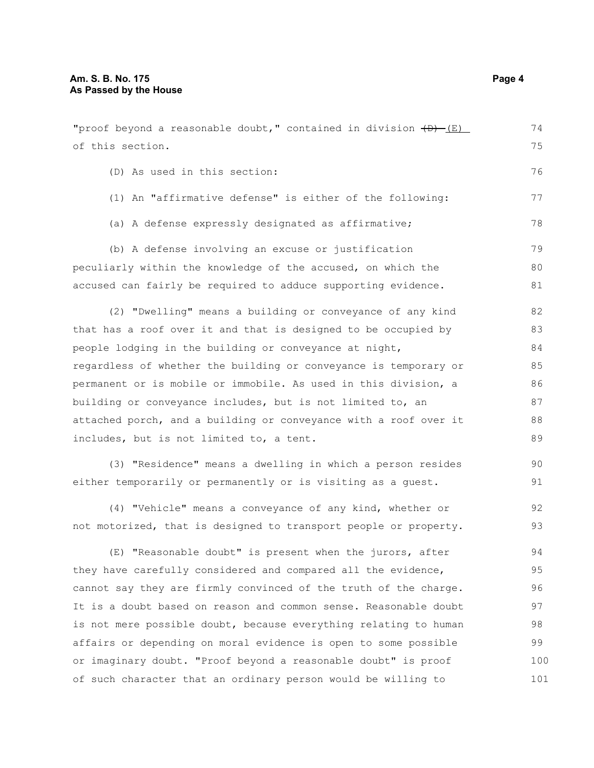"proof beyond a reasonable doubt," contained in division ~~(D)~~ (E) of this section.

(D) As used in this section:

(1) An "affirmative defense" is either of the following:

(a) A defense expressly designated as affirmative;

(b) A defense involving an excuse or justification peculiarly within the knowledge of the accused, on which the accused can fairly be required to adduce supporting evidence.

(2) "Dwelling" means a building or conveyance of any kind that has a roof over it and that is designed to be occupied by people lodging in the building or conveyance at night, regardless of whether the building or conveyance is temporary or permanent or is mobile or immobile. As used in this division, a building or conveyance includes, but is not limited to, an attached porch, and a building or conveyance with a roof over it includes, but is not limited to, a tent.

(3) "Residence" means a dwelling in which a person resides either temporarily or permanently or is visiting as a guest.

(4) "Vehicle" means a conveyance of any kind, whether or not motorized, that is designed to transport people or property.

(E) "Reasonable doubt" is present when the jurors, after they have carefully considered and compared all the evidence, cannot say they are firmly convinced of the truth of the charge. It is a doubt based on reason and common sense. Reasonable doubt is not mere possible doubt, because everything relating to human affairs or depending on moral evidence is open to some possible or imaginary doubt. "Proof beyond a reasonable doubt" is proof of such character that an ordinary person would be willing to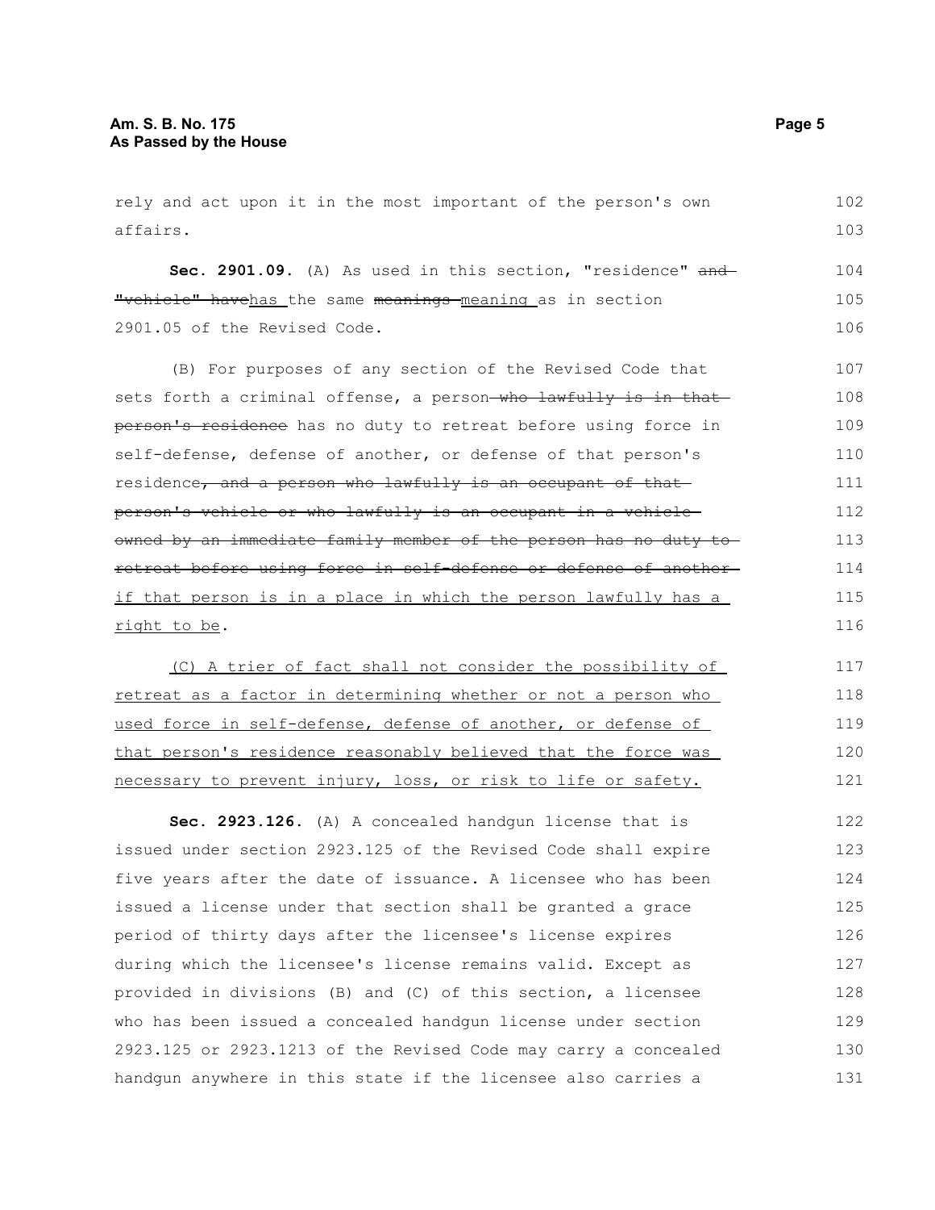rely and act upon it in the most important of the person's own affairs.

**Sec. 2901.09.** (A) As used in this section, "residence" ~~and "vehicle" have~~<u>has</u> the same ~~meanings~~ <u>meaning</u> as in section 2901.05 of the Revised Code.

(B) For purposes of any section of the Revised Code that sets forth a criminal offense, a person ~~who lawfully is in that person's residence~~ has no duty to retreat before using force in self-defense, defense of another, or defense of that person's residence~~, and a person who lawfully is an occupant of that person's vehicle or who lawfully is an occupant in a vehicle owned by an immediate family member of the person has no duty to retreat before using force in self-defense or defense of another~~ <u>if that person is in a place in which the person lawfully has a right to be</u>.

<u>(C) A trier of fact shall not consider the possibility of retreat as a factor in determining whether or not a person who used force in self-defense, defense of another, or defense of that person's residence reasonably believed that the force was necessary to prevent injury, loss, or risk to life or safety.</u>

**Sec. 2923.126.** (A) A concealed handgun license that is issued under section 2923.125 of the Revised Code shall expire five years after the date of issuance. A licensee who has been issued a license under that section shall be granted a grace period of thirty days after the licensee's license expires during which the licensee's license remains valid. Except as provided in divisions (B) and (C) of this section, a licensee who has been issued a concealed handgun license under section 2923.125 or 2923.1213 of the Revised Code may carry a concealed handgun anywhere in this state if the licensee also carries a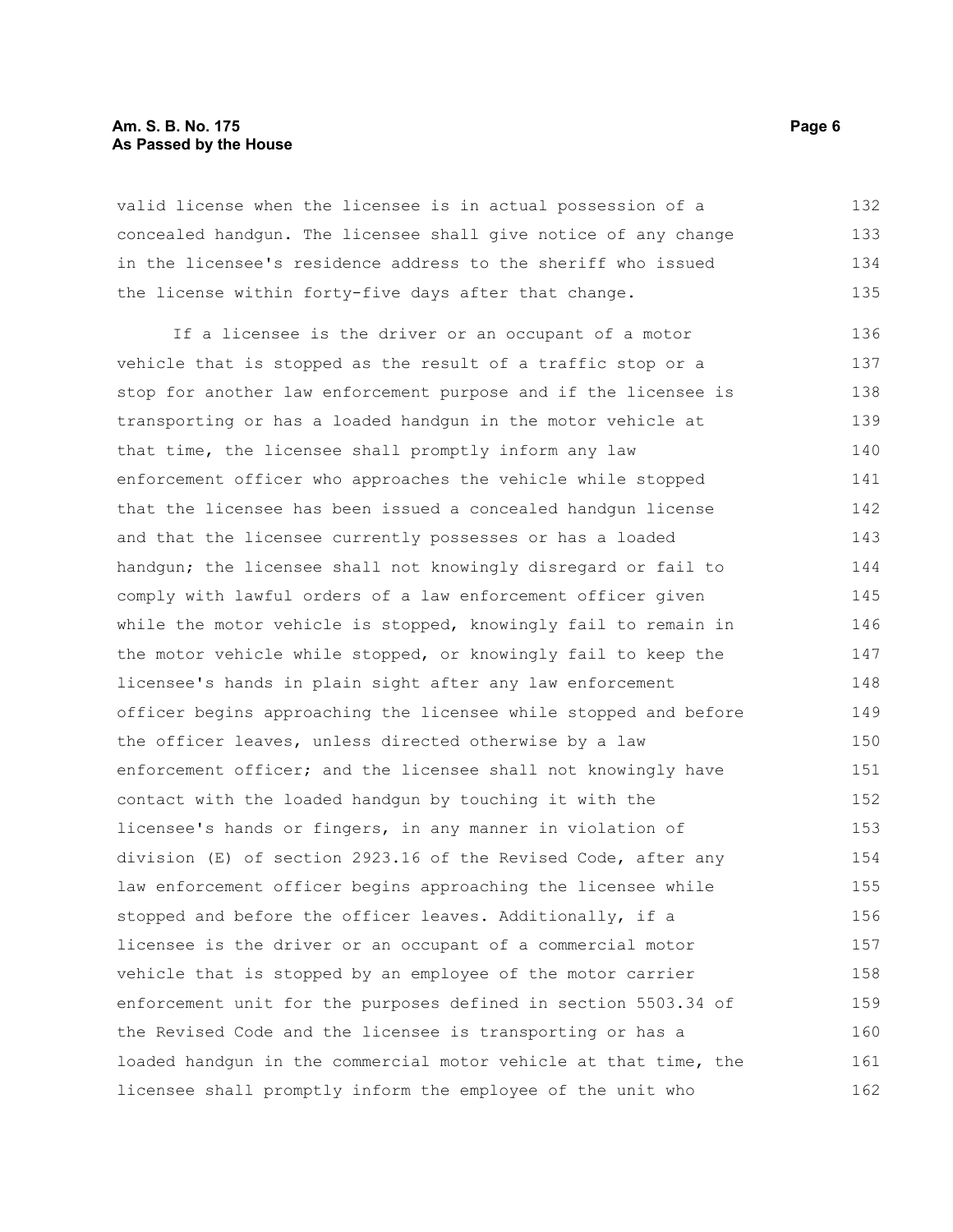valid license when the licensee is in actual possession of a concealed handgun. The licensee shall give notice of any change in the licensee's residence address to the sheriff who issued the license within forty-five days after that change.

If a licensee is the driver or an occupant of a motor vehicle that is stopped as the result of a traffic stop or a stop for another law enforcement purpose and if the licensee is transporting or has a loaded handgun in the motor vehicle at that time, the licensee shall promptly inform any law enforcement officer who approaches the vehicle while stopped that the licensee has been issued a concealed handgun license and that the licensee currently possesses or has a loaded handgun; the licensee shall not knowingly disregard or fail to comply with lawful orders of a law enforcement officer given while the motor vehicle is stopped, knowingly fail to remain in the motor vehicle while stopped, or knowingly fail to keep the licensee's hands in plain sight after any law enforcement officer begins approaching the licensee while stopped and before the officer leaves, unless directed otherwise by a law enforcement officer; and the licensee shall not knowingly have contact with the loaded handgun by touching it with the licensee's hands or fingers, in any manner in violation of division (E) of section 2923.16 of the Revised Code, after any law enforcement officer begins approaching the licensee while stopped and before the officer leaves. Additionally, if a licensee is the driver or an occupant of a commercial motor vehicle that is stopped by an employee of the motor carrier enforcement unit for the purposes defined in section 5503.34 of the Revised Code and the licensee is transporting or has a loaded handgun in the commercial motor vehicle at that time, the licensee shall promptly inform the employee of the unit who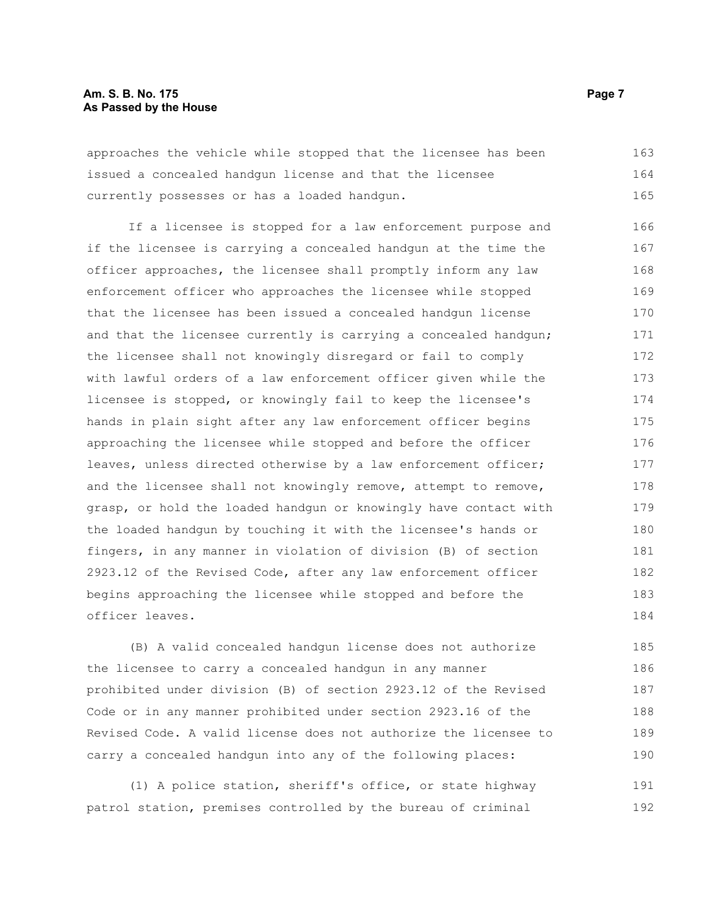approaches the vehicle while stopped that the licensee has been issued a concealed handgun license and that the licensee currently possesses or has a loaded handgun.

If a licensee is stopped for a law enforcement purpose and if the licensee is carrying a concealed handgun at the time the officer approaches, the licensee shall promptly inform any law enforcement officer who approaches the licensee while stopped that the licensee has been issued a concealed handgun license and that the licensee currently is carrying a concealed handgun; the licensee shall not knowingly disregard or fail to comply with lawful orders of a law enforcement officer given while the licensee is stopped, or knowingly fail to keep the licensee's hands in plain sight after any law enforcement officer begins approaching the licensee while stopped and before the officer leaves, unless directed otherwise by a law enforcement officer; and the licensee shall not knowingly remove, attempt to remove, grasp, or hold the loaded handgun or knowingly have contact with the loaded handgun by touching it with the licensee's hands or fingers, in any manner in violation of division (B) of section 2923.12 of the Revised Code, after any law enforcement officer begins approaching the licensee while stopped and before the officer leaves.

(B) A valid concealed handgun license does not authorize the licensee to carry a concealed handgun in any manner prohibited under division (B) of section 2923.12 of the Revised Code or in any manner prohibited under section 2923.16 of the Revised Code. A valid license does not authorize the licensee to carry a concealed handgun into any of the following places:

(1) A police station, sheriff's office, or state highway patrol station, premises controlled by the bureau of criminal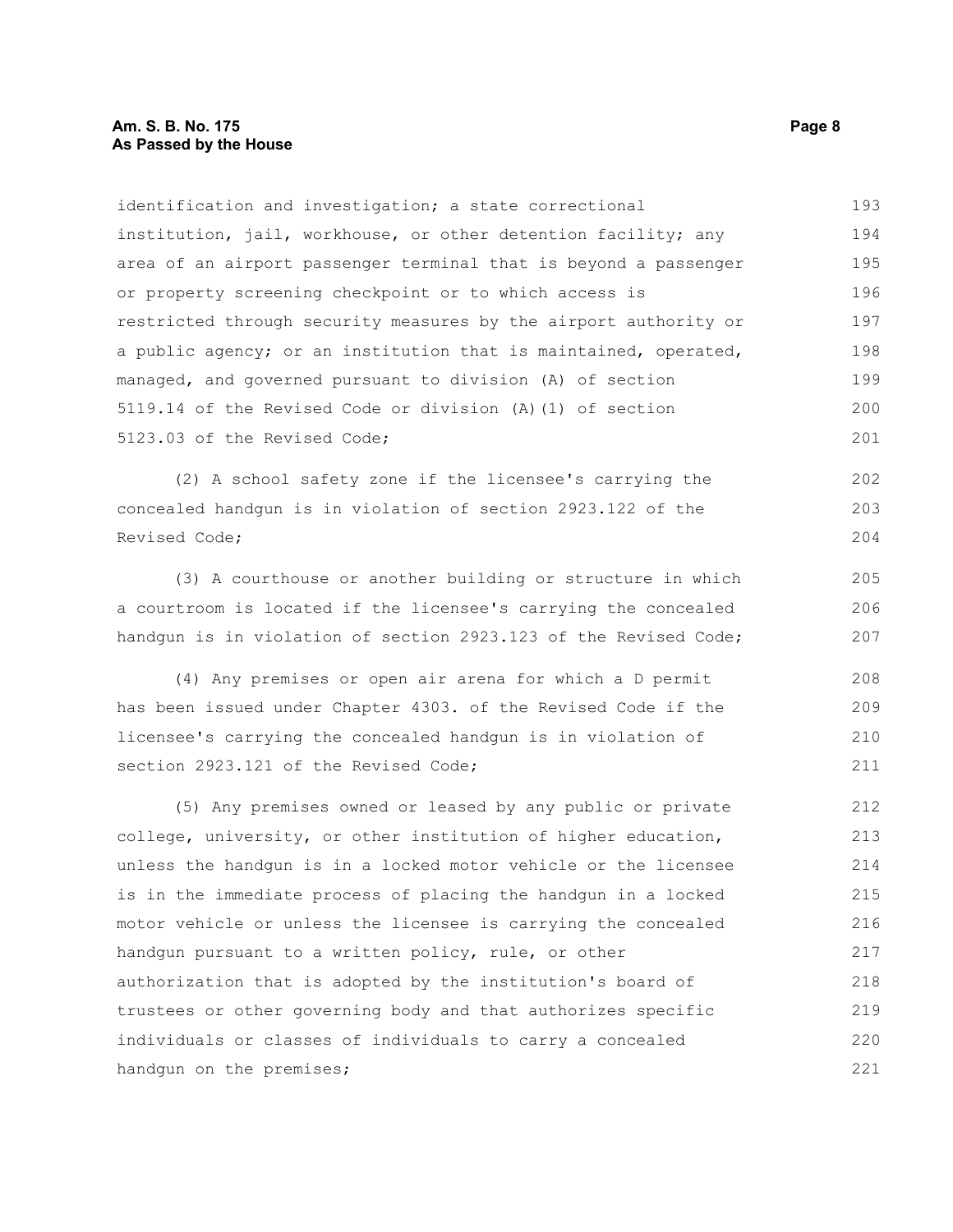identification and investigation; a state correctional institution, jail, workhouse, or other detention facility; any area of an airport passenger terminal that is beyond a passenger or property screening checkpoint or to which access is restricted through security measures by the airport authority or a public agency; or an institution that is maintained, operated, managed, and governed pursuant to division (A) of section 5119.14 of the Revised Code or division (A)(1) of section 5123.03 of the Revised Code;

(2) A school safety zone if the licensee's carrying the concealed handgun is in violation of section 2923.122 of the Revised Code;

(3) A courthouse or another building or structure in which a courtroom is located if the licensee's carrying the concealed handgun is in violation of section 2923.123 of the Revised Code;

(4) Any premises or open air arena for which a D permit has been issued under Chapter 4303. of the Revised Code if the licensee's carrying the concealed handgun is in violation of section 2923.121 of the Revised Code;

(5) Any premises owned or leased by any public or private college, university, or other institution of higher education, unless the handgun is in a locked motor vehicle or the licensee is in the immediate process of placing the handgun in a locked motor vehicle or unless the licensee is carrying the concealed handgun pursuant to a written policy, rule, or other authorization that is adopted by the institution's board of trustees or other governing body and that authorizes specific individuals or classes of individuals to carry a concealed handgun on the premises;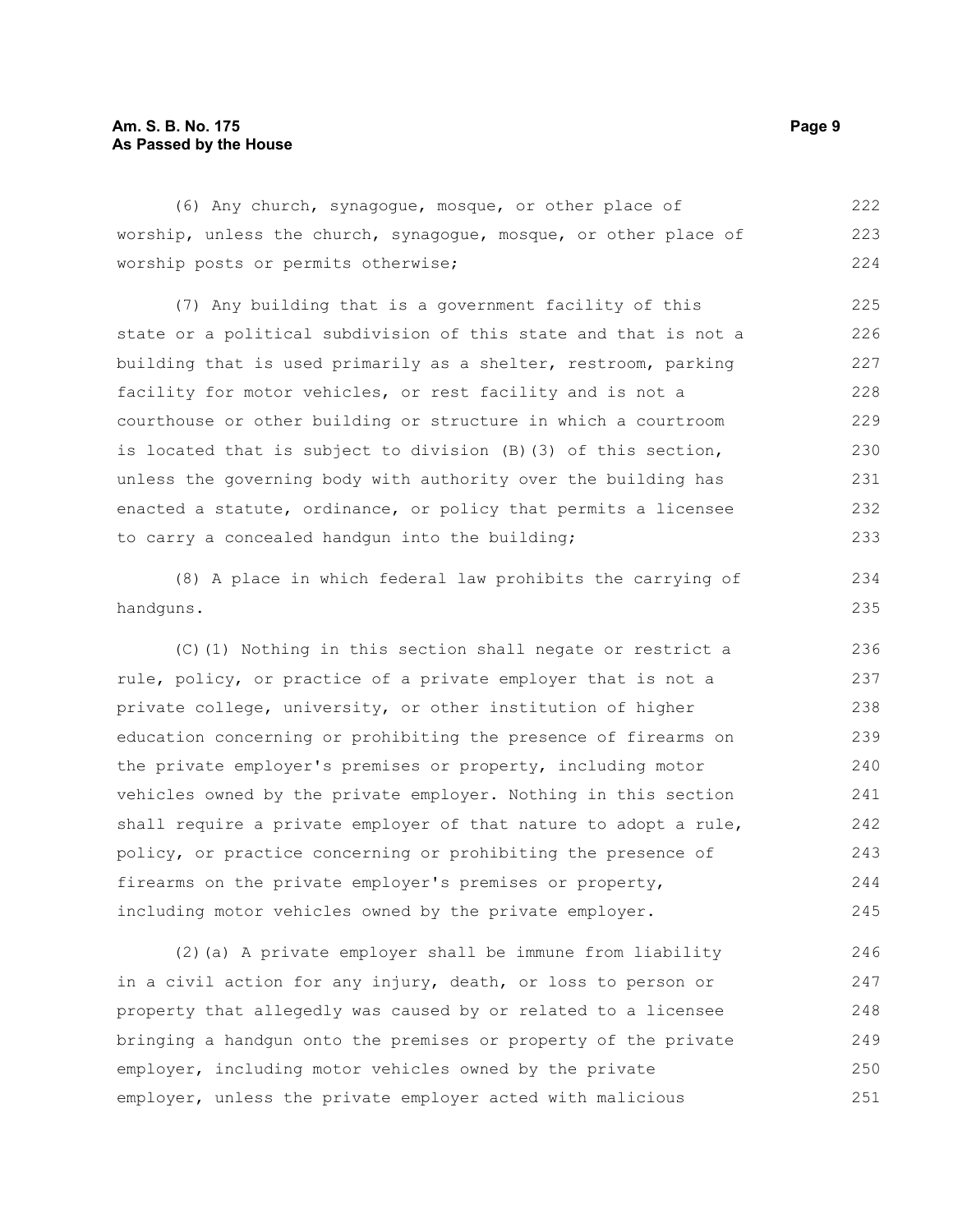(6) Any church, synagogue, mosque, or other place of worship, unless the church, synagogue, mosque, or other place of worship posts or permits otherwise;

(7) Any building that is a government facility of this state or a political subdivision of this state and that is not a building that is used primarily as a shelter, restroom, parking facility for motor vehicles, or rest facility and is not a courthouse or other building or structure in which a courtroom is located that is subject to division (B)(3) of this section, unless the governing body with authority over the building has enacted a statute, ordinance, or policy that permits a licensee to carry a concealed handgun into the building;

(8) A place in which federal law prohibits the carrying of handguns.

(C)(1) Nothing in this section shall negate or restrict a rule, policy, or practice of a private employer that is not a private college, university, or other institution of higher education concerning or prohibiting the presence of firearms on the private employer's premises or property, including motor vehicles owned by the private employer. Nothing in this section shall require a private employer of that nature to adopt a rule, policy, or practice concerning or prohibiting the presence of firearms on the private employer's premises or property, including motor vehicles owned by the private employer.

(2)(a) A private employer shall be immune from liability in a civil action for any injury, death, or loss to person or property that allegedly was caused by or related to a licensee bringing a handgun onto the premises or property of the private employer, including motor vehicles owned by the private employer, unless the private employer acted with malicious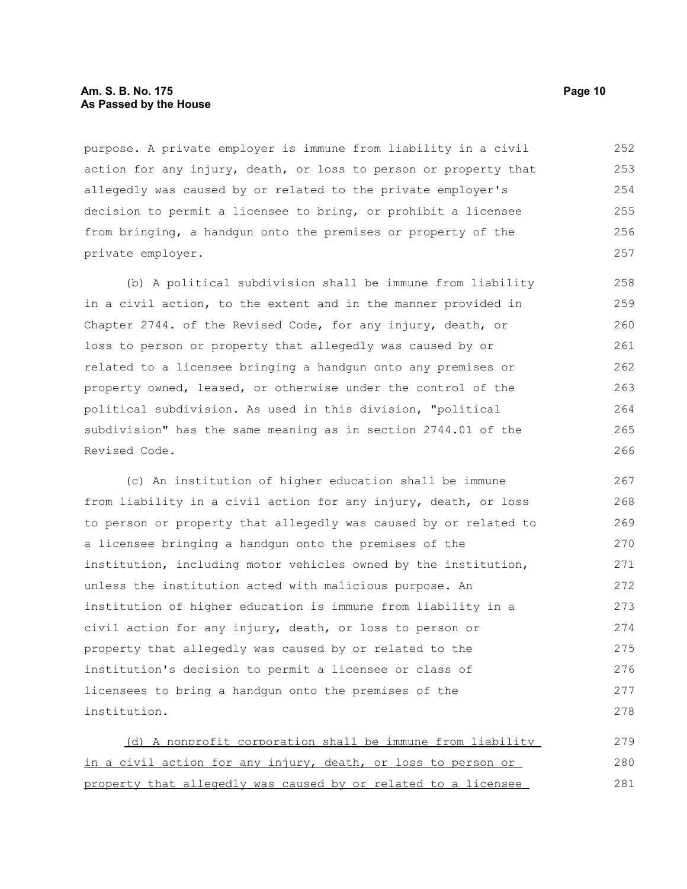purpose. A private employer is immune from liability in a civil action for any injury, death, or loss to person or property that allegedly was caused by or related to the private employer's decision to permit a licensee to bring, or prohibit a licensee from bringing, a handgun onto the premises or property of the private employer.

(b) A political subdivision shall be immune from liability in a civil action, to the extent and in the manner provided in Chapter 2744. of the Revised Code, for any injury, death, or loss to person or property that allegedly was caused by or related to a licensee bringing a handgun onto any premises or property owned, leased, or otherwise under the control of the political subdivision. As used in this division, "political subdivision" has the same meaning as in section 2744.01 of the Revised Code.

(c) An institution of higher education shall be immune from liability in a civil action for any injury, death, or loss to person or property that allegedly was caused by or related to a licensee bringing a handgun onto the premises of the institution, including motor vehicles owned by the institution, unless the institution acted with malicious purpose. An institution of higher education is immune from liability in a civil action for any injury, death, or loss to person or property that allegedly was caused by or related to the institution's decision to permit a licensee or class of licensees to bring a handgun onto the premises of the institution.

<u>(d) A nonprofit corporation shall be immune from liability in a civil action for any injury, death, or loss to person or property that allegedly was caused by or related to a licensee</u>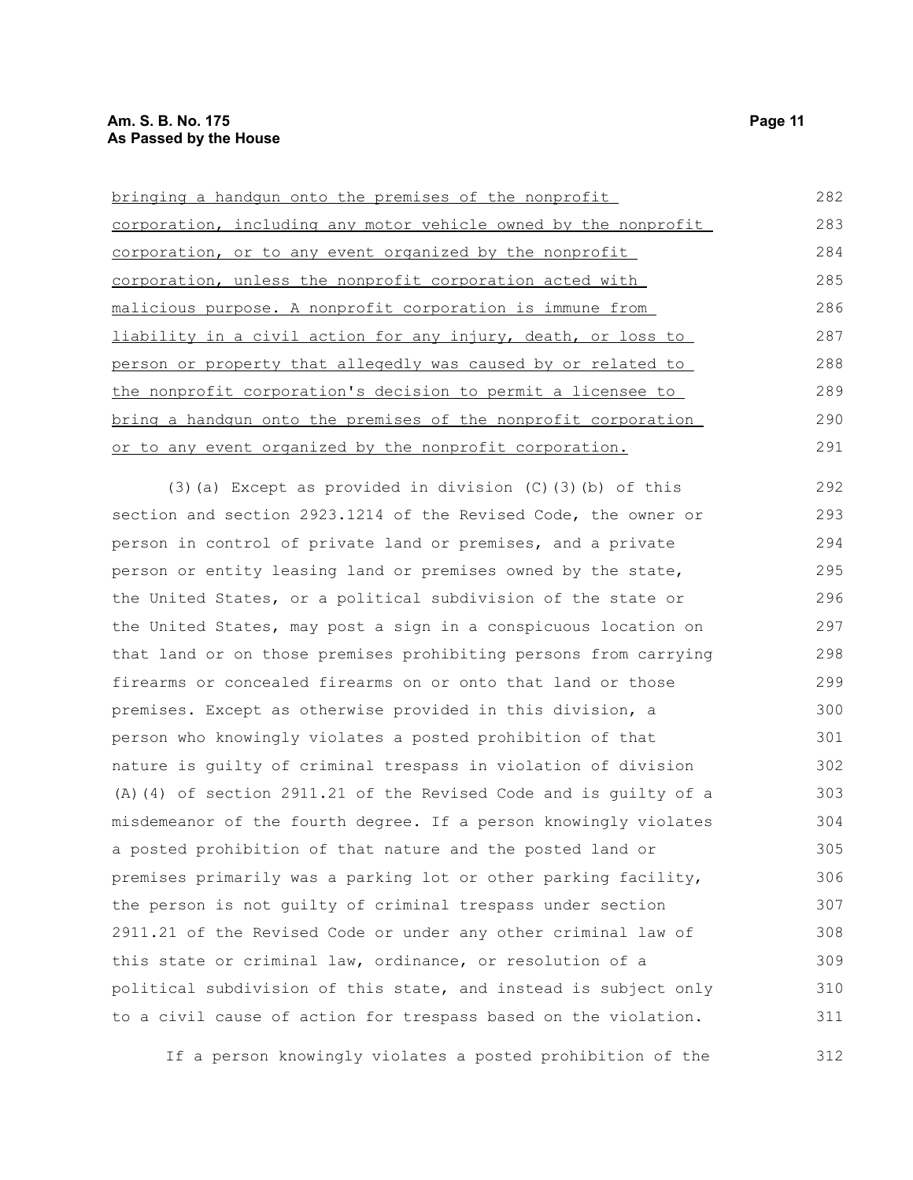bringing a handgun onto the premises of the nonprofit corporation, including any motor vehicle owned by the nonprofit corporation, or to any event organized by the nonprofit corporation, unless the nonprofit corporation acted with malicious purpose. A nonprofit corporation is immune from liability in a civil action for any injury, death, or loss to person or property that allegedly was caused by or related to the nonprofit corporation's decision to permit a licensee to bring a handgun onto the premises of the nonprofit corporation or to any event organized by the nonprofit corporation.

(3)(a) Except as provided in division (C)(3)(b) of this section and section 2923.1214 of the Revised Code, the owner or person in control of private land or premises, and a private person or entity leasing land or premises owned by the state, the United States, or a political subdivision of the state or the United States, may post a sign in a conspicuous location on that land or on those premises prohibiting persons from carrying firearms or concealed firearms on or onto that land or those premises. Except as otherwise provided in this division, a person who knowingly violates a posted prohibition of that nature is guilty of criminal trespass in violation of division (A)(4) of section 2911.21 of the Revised Code and is guilty of a misdemeanor of the fourth degree. If a person knowingly violates a posted prohibition of that nature and the posted land or premises primarily was a parking lot or other parking facility, the person is not guilty of criminal trespass under section 2911.21 of the Revised Code or under any other criminal law of this state or criminal law, ordinance, or resolution of a political subdivision of this state, and instead is subject only to a civil cause of action for trespass based on the violation.

If a person knowingly violates a posted prohibition of the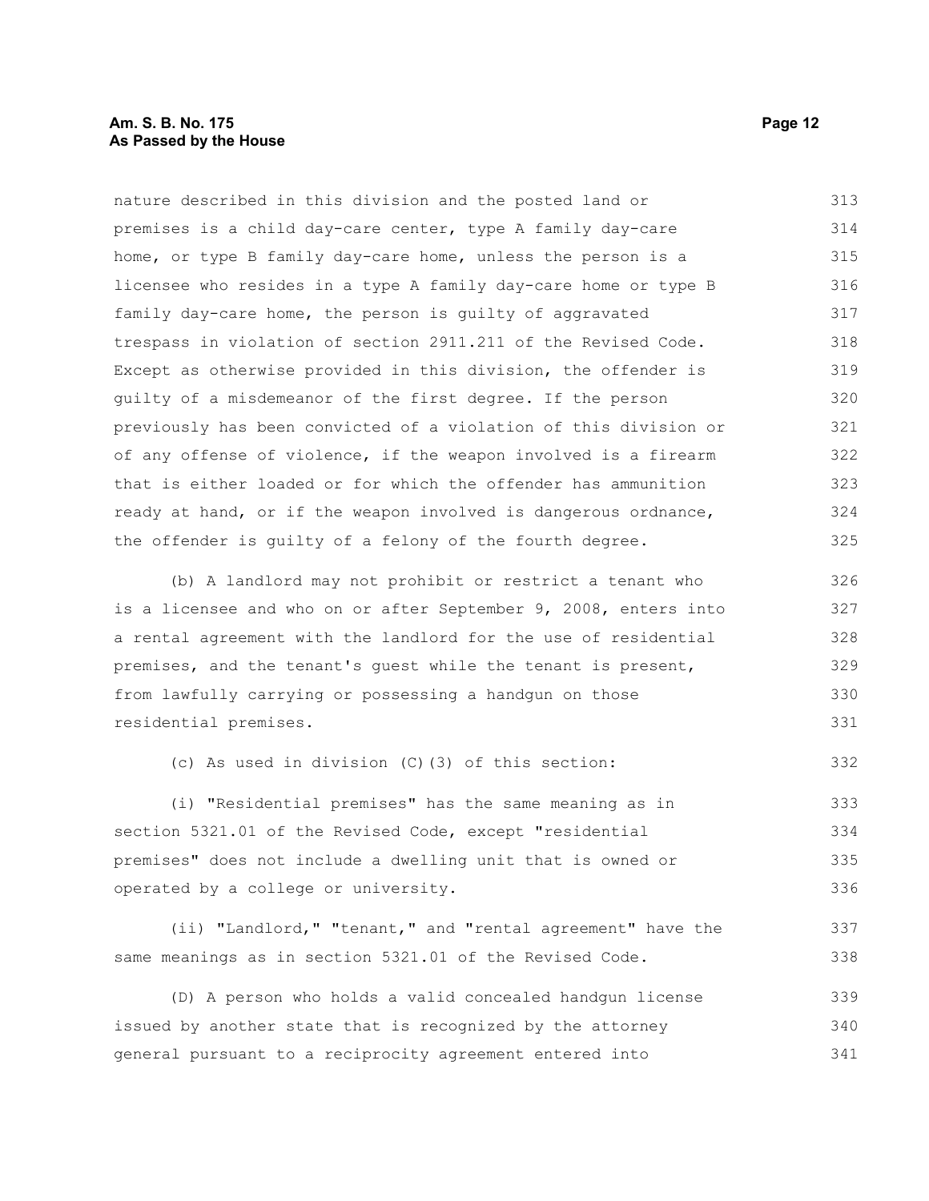nature described in this division and the posted land or premises is a child day-care center, type A family day-care home, or type B family day-care home, unless the person is a licensee who resides in a type A family day-care home or type B family day-care home, the person is guilty of aggravated trespass in violation of section 2911.211 of the Revised Code. Except as otherwise provided in this division, the offender is guilty of a misdemeanor of the first degree. If the person previously has been convicted of a violation of this division or of any offense of violence, if the weapon involved is a firearm that is either loaded or for which the offender has ammunition ready at hand, or if the weapon involved is dangerous ordnance, the offender is guilty of a felony of the fourth degree.

(b) A landlord may not prohibit or restrict a tenant who is a licensee and who on or after September 9, 2008, enters into a rental agreement with the landlord for the use of residential premises, and the tenant's guest while the tenant is present, from lawfully carrying or possessing a handgun on those residential premises.

(c) As used in division (C)(3) of this section:

(i) "Residential premises" has the same meaning as in section 5321.01 of the Revised Code, except "residential premises" does not include a dwelling unit that is owned or operated by a college or university.

(ii) "Landlord," "tenant," and "rental agreement" have the same meanings as in section 5321.01 of the Revised Code.

(D) A person who holds a valid concealed handgun license issued by another state that is recognized by the attorney general pursuant to a reciprocity agreement entered into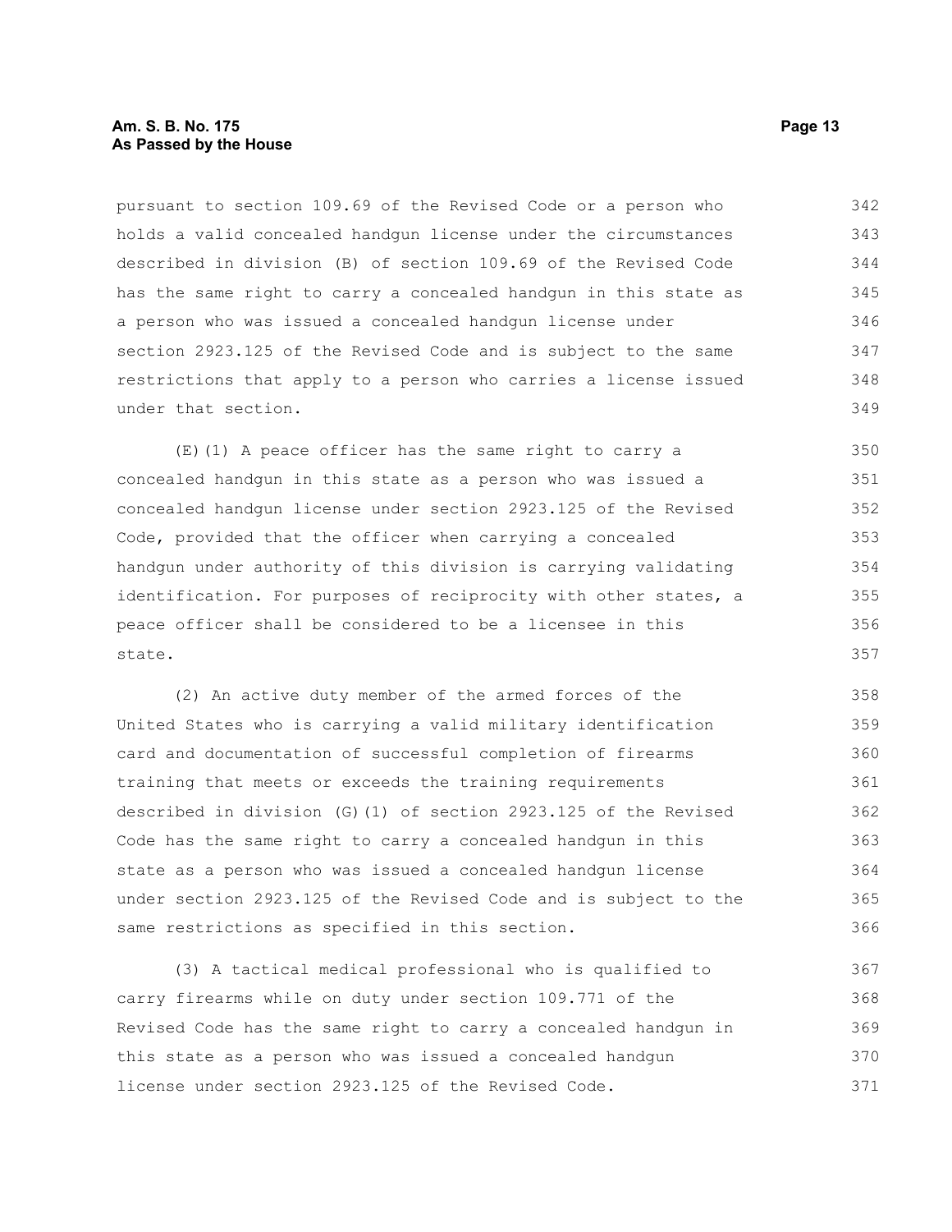pursuant to section 109.69 of the Revised Code or a person who holds a valid concealed handgun license under the circumstances described in division (B) of section 109.69 of the Revised Code has the same right to carry a concealed handgun in this state as a person who was issued a concealed handgun license under section 2923.125 of the Revised Code and is subject to the same restrictions that apply to a person who carries a license issued under that section.

(E)(1) A peace officer has the same right to carry a concealed handgun in this state as a person who was issued a concealed handgun license under section 2923.125 of the Revised Code, provided that the officer when carrying a concealed handgun under authority of this division is carrying validating identification. For purposes of reciprocity with other states, a peace officer shall be considered to be a licensee in this state.

(2) An active duty member of the armed forces of the United States who is carrying a valid military identification card and documentation of successful completion of firearms training that meets or exceeds the training requirements described in division (G)(1) of section 2923.125 of the Revised Code has the same right to carry a concealed handgun in this state as a person who was issued a concealed handgun license under section 2923.125 of the Revised Code and is subject to the same restrictions as specified in this section.

(3) A tactical medical professional who is qualified to carry firearms while on duty under section 109.771 of the Revised Code has the same right to carry a concealed handgun in this state as a person who was issued a concealed handgun license under section 2923.125 of the Revised Code.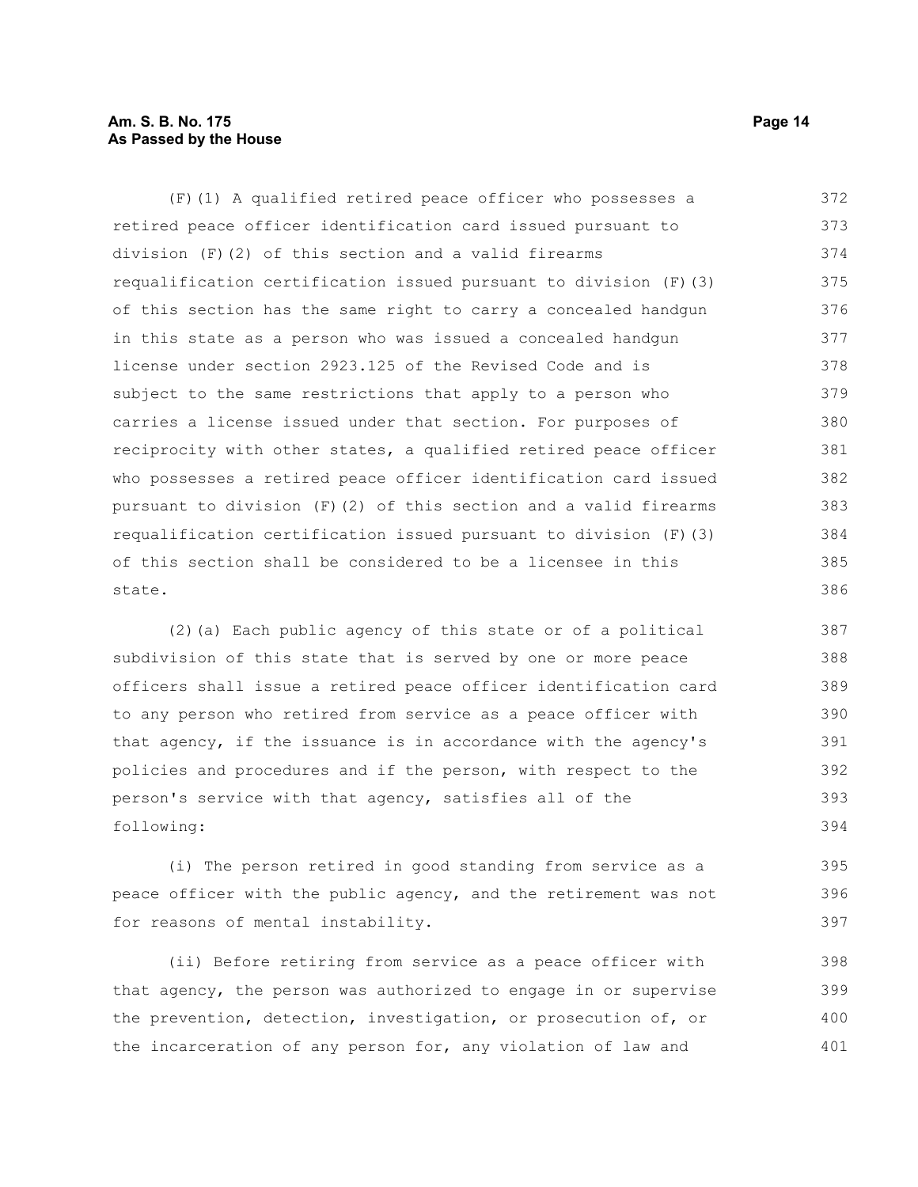(F)(1) A qualified retired peace officer who possesses a retired peace officer identification card issued pursuant to division (F)(2) of this section and a valid firearms requalification certification issued pursuant to division (F)(3) of this section has the same right to carry a concealed handgun in this state as a person who was issued a concealed handgun license under section 2923.125 of the Revised Code and is subject to the same restrictions that apply to a person who carries a license issued under that section. For purposes of reciprocity with other states, a qualified retired peace officer who possesses a retired peace officer identification card issued pursuant to division (F)(2) of this section and a valid firearms requalification certification issued pursuant to division (F)(3) of this section shall be considered to be a licensee in this state.

(2)(a) Each public agency of this state or of a political subdivision of this state that is served by one or more peace officers shall issue a retired peace officer identification card to any person who retired from service as a peace officer with that agency, if the issuance is in accordance with the agency's policies and procedures and if the person, with respect to the person's service with that agency, satisfies all of the following:

(i) The person retired in good standing from service as a peace officer with the public agency, and the retirement was not for reasons of mental instability.

(ii) Before retiring from service as a peace officer with that agency, the person was authorized to engage in or supervise the prevention, detection, investigation, or prosecution of, or the incarceration of any person for, any violation of law and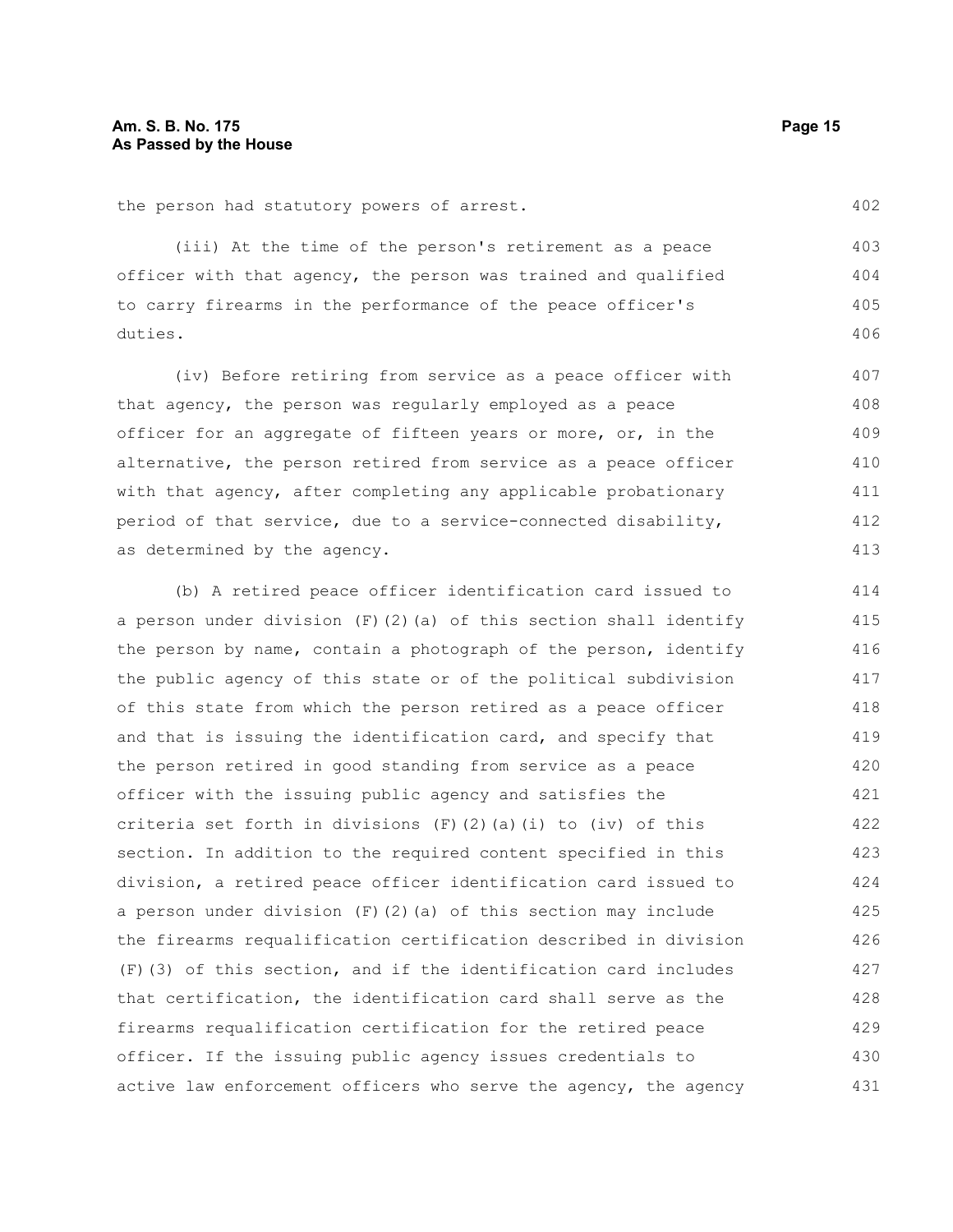the person had statutory powers of arrest.

(iii) At the time of the person's retirement as a peace officer with that agency, the person was trained and qualified to carry firearms in the performance of the peace officer's duties.

(iv) Before retiring from service as a peace officer with that agency, the person was regularly employed as a peace officer for an aggregate of fifteen years or more, or, in the alternative, the person retired from service as a peace officer with that agency, after completing any applicable probationary period of that service, due to a service-connected disability, as determined by the agency.

(b) A retired peace officer identification card issued to a person under division (F)(2)(a) of this section shall identify the person by name, contain a photograph of the person, identify the public agency of this state or of the political subdivision of this state from which the person retired as a peace officer and that is issuing the identification card, and specify that the person retired in good standing from service as a peace officer with the issuing public agency and satisfies the criteria set forth in divisions (F)(2)(a)(i) to (iv) of this section. In addition to the required content specified in this division, a retired peace officer identification card issued to a person under division (F)(2)(a) of this section may include the firearms requalification certification described in division (F)(3) of this section, and if the identification card includes that certification, the identification card shall serve as the firearms requalification certification for the retired peace officer. If the issuing public agency issues credentials to active law enforcement officers who serve the agency, the agency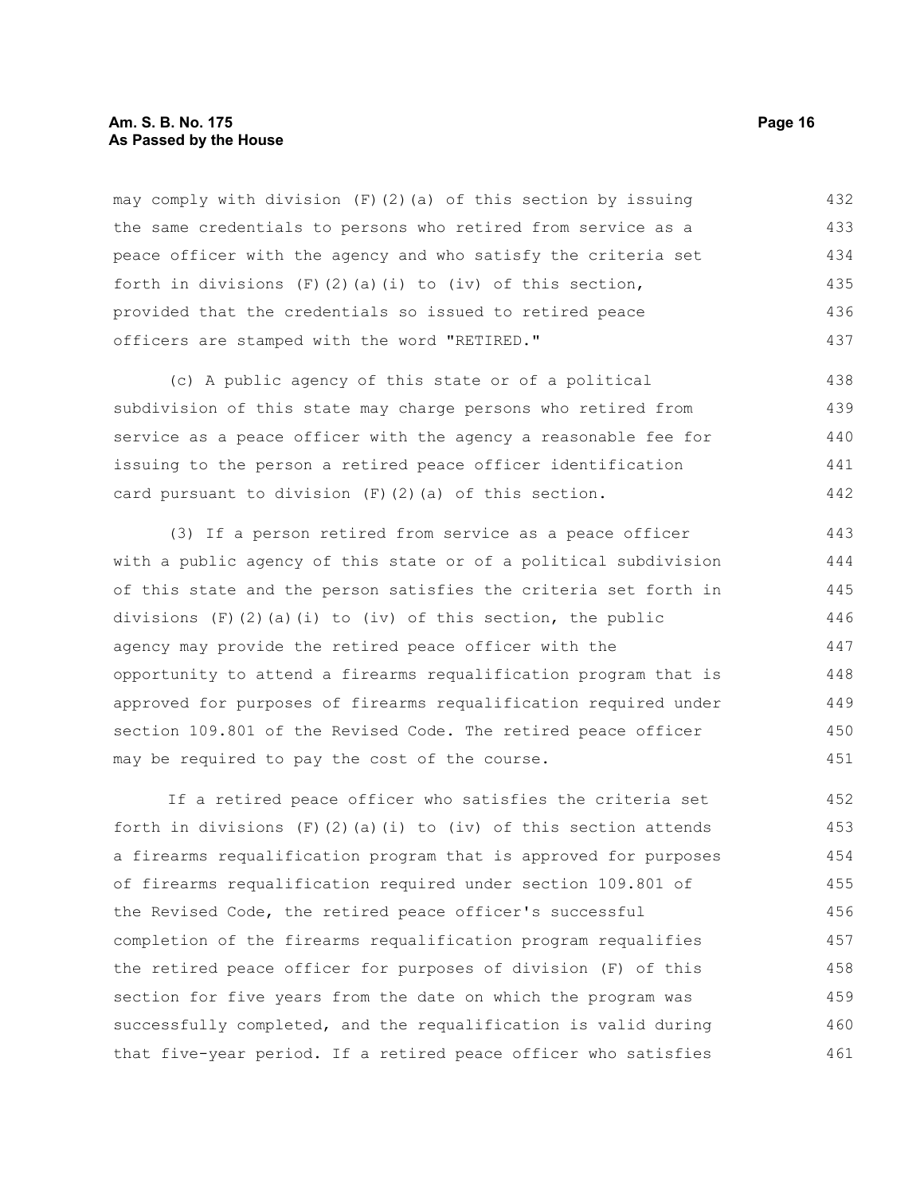may comply with division (F)(2)(a) of this section by issuing the same credentials to persons who retired from service as a peace officer with the agency and who satisfy the criteria set forth in divisions (F)(2)(a)(i) to (iv) of this section, provided that the credentials so issued to retired peace officers are stamped with the word "RETIRED."

(c) A public agency of this state or of a political subdivision of this state may charge persons who retired from service as a peace officer with the agency a reasonable fee for issuing to the person a retired peace officer identification card pursuant to division (F)(2)(a) of this section.

(3) If a person retired from service as a peace officer with a public agency of this state or of a political subdivision of this state and the person satisfies the criteria set forth in divisions (F)(2)(a)(i) to (iv) of this section, the public agency may provide the retired peace officer with the opportunity to attend a firearms requalification program that is approved for purposes of firearms requalification required under section 109.801 of the Revised Code. The retired peace officer may be required to pay the cost of the course.

If a retired peace officer who satisfies the criteria set forth in divisions (F)(2)(a)(i) to (iv) of this section attends a firearms requalification program that is approved for purposes of firearms requalification required under section 109.801 of the Revised Code, the retired peace officer's successful completion of the firearms requalification program requalifies the retired peace officer for purposes of division (F) of this section for five years from the date on which the program was successfully completed, and the requalification is valid during that five-year period. If a retired peace officer who satisfies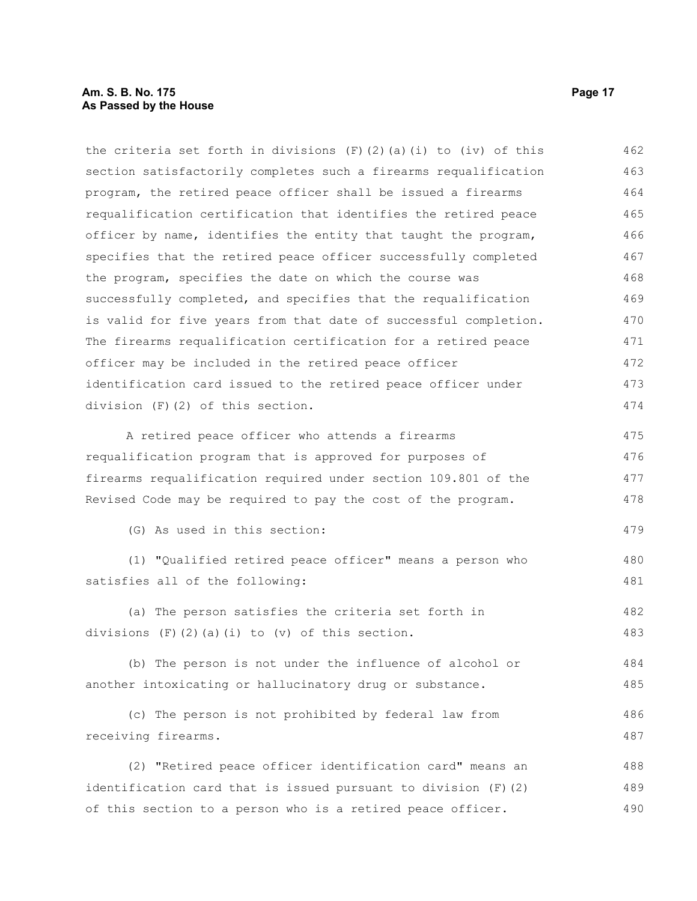the criteria set forth in divisions (F)(2)(a)(i) to (iv) of this section satisfactorily completes such a firearms requalification program, the retired peace officer shall be issued a firearms requalification certification that identifies the retired peace officer by name, identifies the entity that taught the program, specifies that the retired peace officer successfully completed the program, specifies the date on which the course was successfully completed, and specifies that the requalification is valid for five years from that date of successful completion. The firearms requalification certification for a retired peace officer may be included in the retired peace officer identification card issued to the retired peace officer under division (F)(2) of this section.

A retired peace officer who attends a firearms requalification program that is approved for purposes of firearms requalification required under section 109.801 of the Revised Code may be required to pay the cost of the program.

(G) As used in this section:

(1) "Qualified retired peace officer" means a person who satisfies all of the following:

(a) The person satisfies the criteria set forth in divisions (F)(2)(a)(i) to (v) of this section.

(b) The person is not under the influence of alcohol or another intoxicating or hallucinatory drug or substance.

(c) The person is not prohibited by federal law from receiving firearms.

(2) "Retired peace officer identification card" means an identification card that is issued pursuant to division (F)(2) of this section to a person who is a retired peace officer.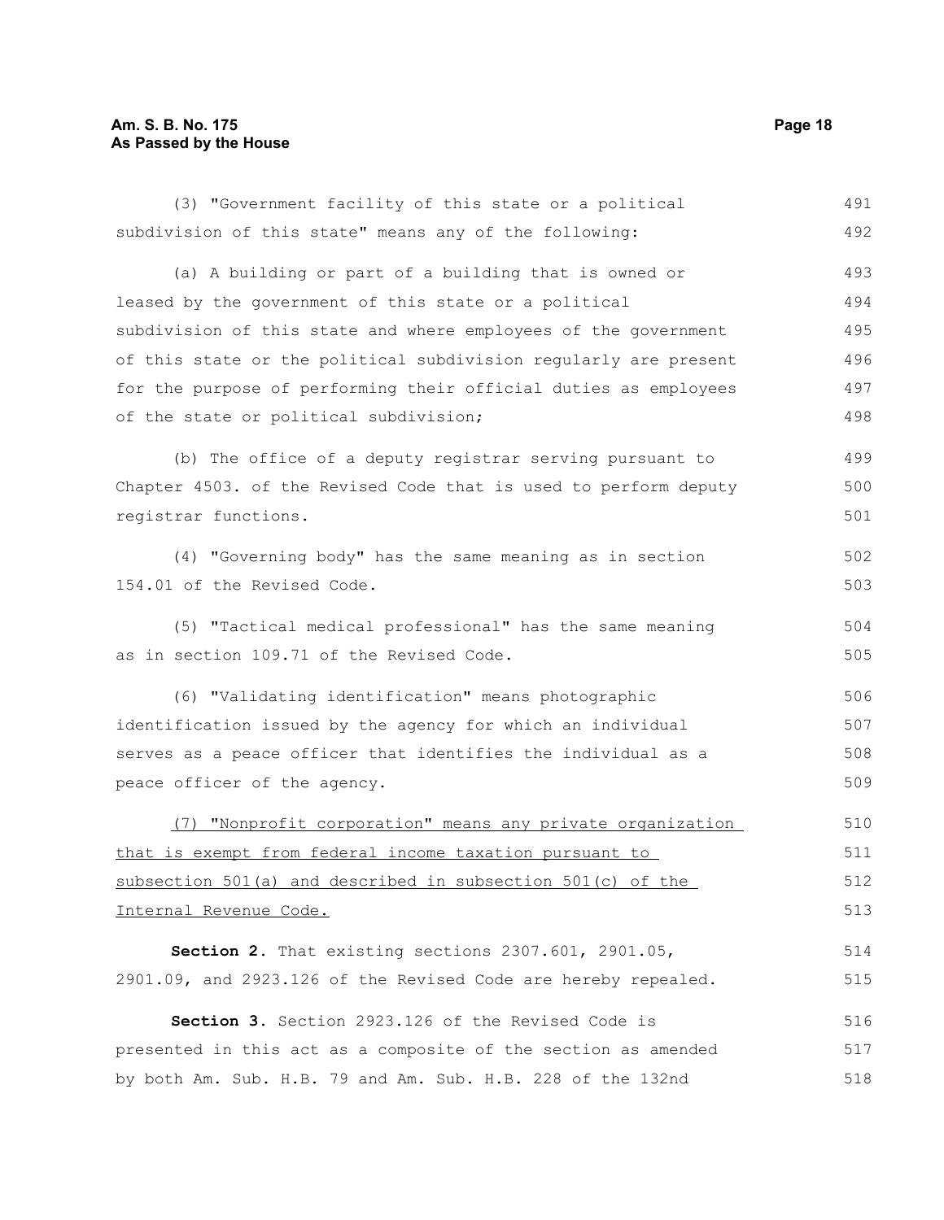(3) "Government facility of this state or a political subdivision of this state" means any of the following:

(a) A building or part of a building that is owned or leased by the government of this state or a political subdivision of this state and where employees of the government of this state or the political subdivision regularly are present for the purpose of performing their official duties as employees of the state or political subdivision;

(b) The office of a deputy registrar serving pursuant to Chapter 4503. of the Revised Code that is used to perform deputy registrar functions.

(4) "Governing body" has the same meaning as in section 154.01 of the Revised Code.

(5) "Tactical medical professional" has the same meaning as in section 109.71 of the Revised Code.

(6) "Validating identification" means photographic identification issued by the agency for which an individual serves as a peace officer that identifies the individual as a peace officer of the agency.

<u>(7) "Nonprofit corporation" means any private organization that is exempt from federal income taxation pursuant to subsection 501(a) and described in subsection 501(c) of the Internal Revenue Code.</u>

**Section 2.** That existing sections 2307.601, 2901.05, 2901.09, and 2923.126 of the Revised Code are hereby repealed.

**Section 3.** Section 2923.126 of the Revised Code is presented in this act as a composite of the section as amended by both Am. Sub. H.B. 79 and Am. Sub. H.B. 228 of the 132nd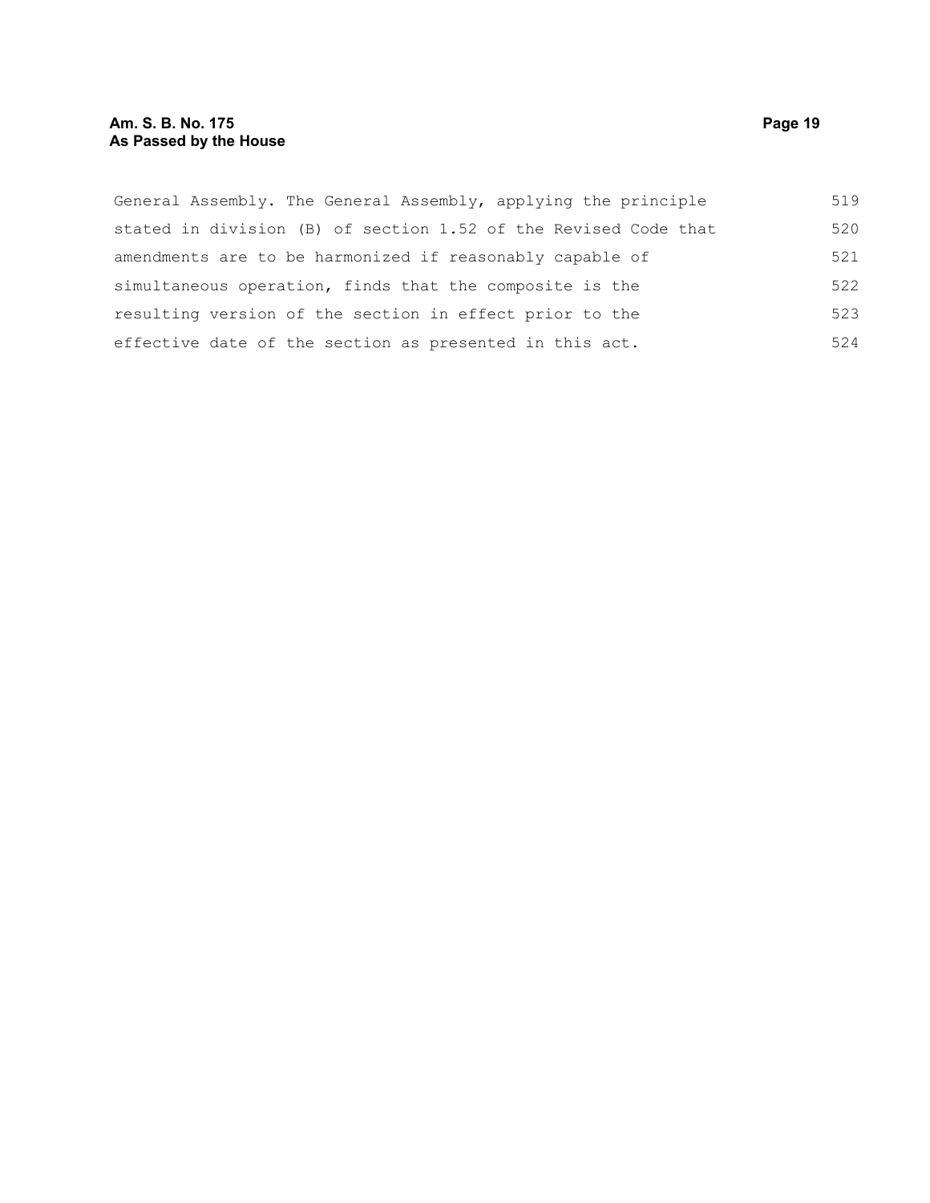General Assembly. The General Assembly, applying the principle stated in division (B) of section 1.52 of the Revised Code that amendments are to be harmonized if reasonably capable of simultaneous operation, finds that the composite is the resulting version of the section in effect prior to the effective date of the section as presented in this act.